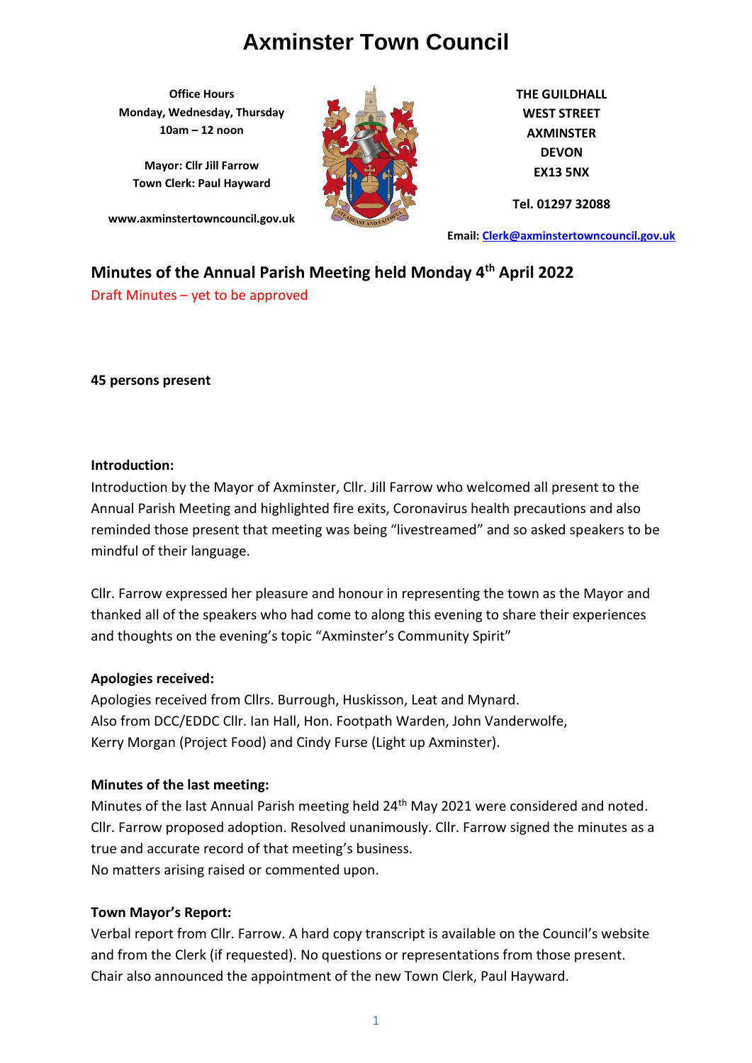# Axminster Town Council

**Office Hours**
**Monday, Wednesday, Thursday**
**10am – 12 noon**

**Mayor: Cllr Jill Farrow**
**Town Clerk: Paul Hayward**

**www.axminstertowncouncil.gov.uk**

**THE GUILDHALL**
**WEST STREET**
**AXMINSTER**
**DEVON**
**EX13 5NX**

**Tel. 01297 32088**

**Email: Clerk@axminstertowncouncil.gov.uk**

## Minutes of the Annual Parish Meeting held Monday 4th April 2022

Draft Minutes – yet to be approved

**45 persons present**

**Introduction:**

Introduction by the Mayor of Axminster, Cllr. Jill Farrow who welcomed all present to the Annual Parish Meeting and highlighted fire exits, Coronavirus health precautions and also reminded those present that meeting was being "livestreamed" and so asked speakers to be mindful of their language.

Cllr. Farrow expressed her pleasure and honour in representing the town as the Mayor and thanked all of the speakers who had come to along this evening to share their experiences and thoughts on the evening's topic "Axminster's Community Spirit"

**Apologies received:**

Apologies received from Cllrs. Burrough, Huskisson, Leat and Mynard.
Also from DCC/EDDC Cllr. Ian Hall, Hon. Footpath Warden, John Vanderwolfe, Kerry Morgan (Project Food) and Cindy Furse (Light up Axminster).

**Minutes of the last meeting:**

Minutes of the last Annual Parish meeting held 24th May 2021 were considered and noted. Cllr. Farrow proposed adoption. Resolved unanimously. Cllr. Farrow signed the minutes as a true and accurate record of that meeting's business.
No matters arising raised or commented upon.

**Town Mayor's Report:**

Verbal report from Cllr. Farrow. A hard copy transcript is available on the Council's website and from the Clerk (if requested). No questions or representations from those present. Chair also announced the appointment of the new Town Clerk, Paul Hayward.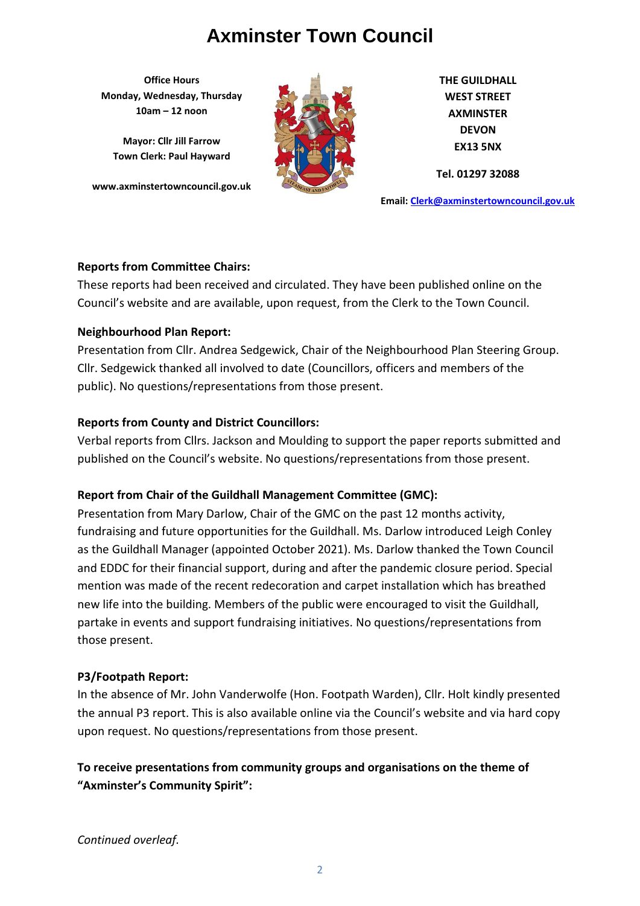# Axminster Town Council

**Office Hours**
**Monday, Wednesday, Thursday**
**10am – 12 noon**

**Mayor: Cllr Jill Farrow**
**Town Clerk: Paul Hayward**

**www.axminstertowncouncil.gov.uk**

**THE GUILDHALL**
**WEST STREET**
**AXMINSTER**
**DEVON**
**EX13 5NX**

**Tel. 01297 32088**

**Email: Clerk@axminstertowncouncil.gov.uk**

**Reports from Committee Chairs:**

These reports had been received and circulated. They have been published online on the Council's website and are available, upon request, from the Clerk to the Town Council.

**Neighbourhood Plan Report:**

Presentation from Cllr. Andrea Sedgewick, Chair of the Neighbourhood Plan Steering Group. Cllr. Sedgewick thanked all involved to date (Councillors, officers and members of the public). No questions/representations from those present.

**Reports from County and District Councillors:**

Verbal reports from Cllrs. Jackson and Moulding to support the paper reports submitted and published on the Council's website. No questions/representations from those present.

**Report from Chair of the Guildhall Management Committee (GMC):**

Presentation from Mary Darlow, Chair of the GMC on the past 12 months activity, fundraising and future opportunities for the Guildhall. Ms. Darlow introduced Leigh Conley as the Guildhall Manager (appointed October 2021). Ms. Darlow thanked the Town Council and EDDC for their financial support, during and after the pandemic closure period. Special mention was made of the recent redecoration and carpet installation which has breathed new life into the building. Members of the public were encouraged to visit the Guildhall, partake in events and support fundraising initiatives. No questions/representations from those present.

**P3/Footpath Report:**

In the absence of Mr. John Vanderwolfe (Hon. Footpath Warden), Cllr. Holt kindly presented the annual P3 report. This is also available online via the Council's website and via hard copy upon request. No questions/representations from those present.

**To receive presentations from community groups and organisations on the theme of "Axminster's Community Spirit":**

*Continued overleaf.*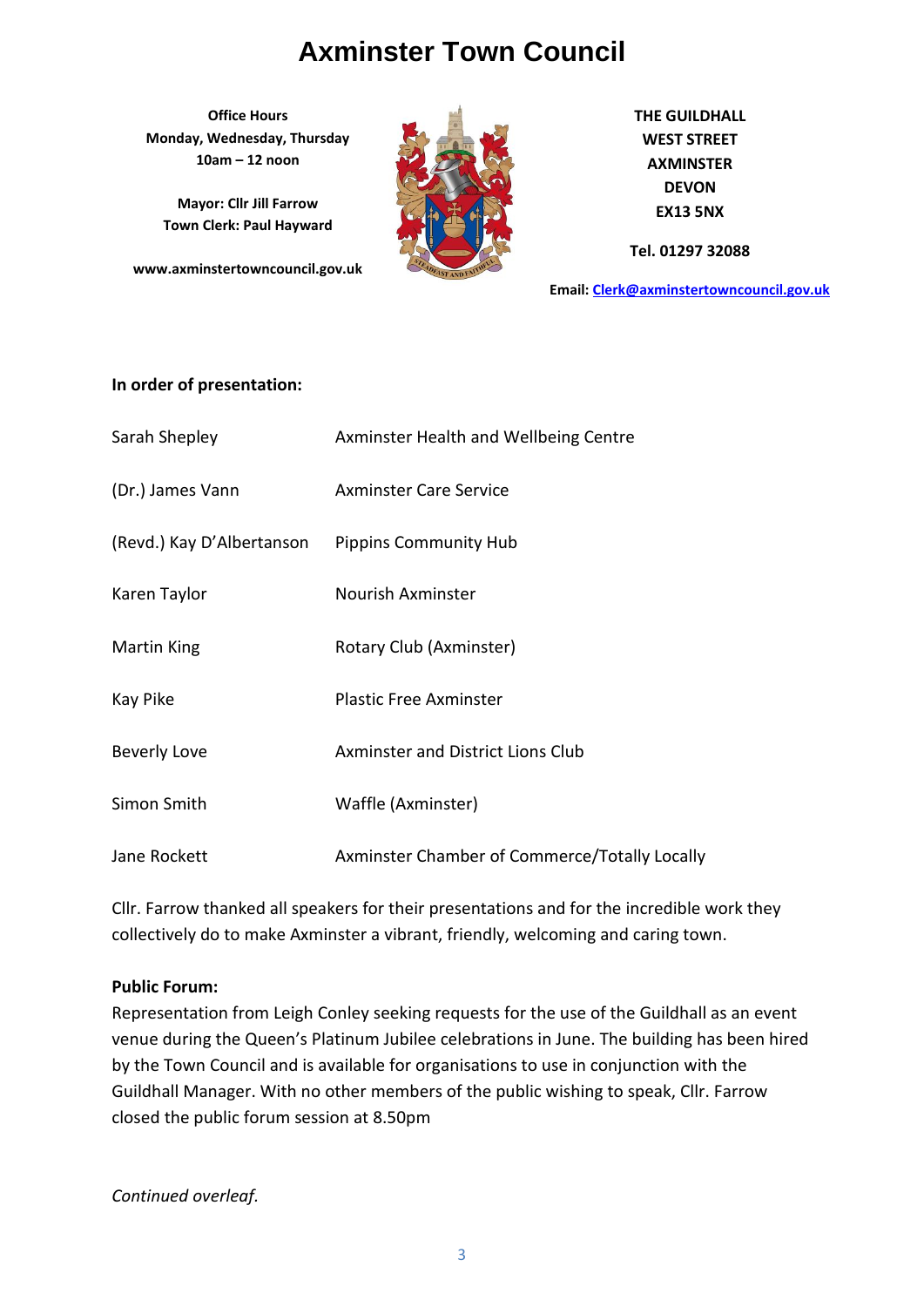# Axminster Town Council

**Office Hours**
**Monday, Wednesday, Thursday**
**10am – 12 noon**

**Mayor: Cllr Jill Farrow**
**Town Clerk: Paul Hayward**

**www.axminstertowncouncil.gov.uk**

**THE GUILDHALL**
**WEST STREET**
**AXMINSTER**
**DEVON**
**EX13 5NX**

**Tel. 01297 32088**

**Email: Clerk@axminstertowncouncil.gov.uk**

**In order of presentation:**

| | |
|---|---|
| Sarah Shepley | Axminster Health and Wellbeing Centre |
| (Dr.) James Vann | Axminster Care Service |
| (Revd.) Kay D'Albertanson | Pippins Community Hub |
| Karen Taylor | Nourish Axminster |
| Martin King | Rotary Club (Axminster) |
| Kay Pike | Plastic Free Axminster |
| Beverly Love | Axminster and District Lions Club |
| Simon Smith | Waffle (Axminster) |
| Jane Rockett | Axminster Chamber of Commerce/Totally Locally |

Cllr. Farrow thanked all speakers for their presentations and for the incredible work they collectively do to make Axminster a vibrant, friendly, welcoming and caring town.

**Public Forum:**
Representation from Leigh Conley seeking requests for the use of the Guildhall as an event venue during the Queen's Platinum Jubilee celebrations in June. The building has been hired by the Town Council and is available for organisations to use in conjunction with the Guildhall Manager. With no other members of the public wishing to speak, Cllr. Farrow closed the public forum session at 8.50pm

*Continued overleaf.*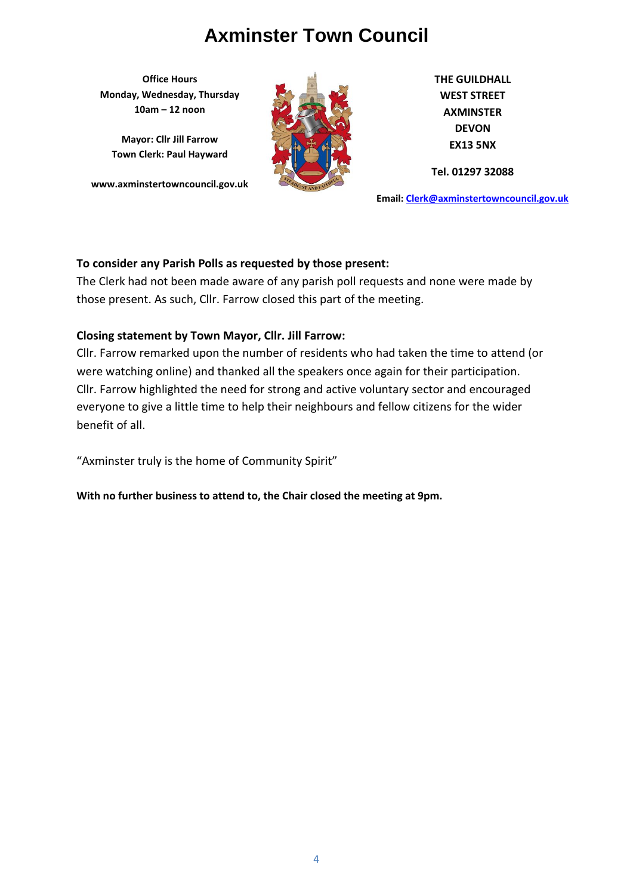**To consider any Parish Polls as requested by those present:**

The Clerk had not been made aware of any parish poll requests and none were made by those present. As such, Cllr. Farrow closed this part of the meeting.

**Closing statement by Town Mayor, Cllr. Jill Farrow:**

Cllr. Farrow remarked upon the number of residents who had taken the time to attend (or were watching online) and thanked all the speakers once again for their participation. Cllr. Farrow highlighted the need for strong and active voluntary sector and encouraged everyone to give a little time to help their neighbours and fellow citizens for the wider benefit of all.

"Axminster truly is the home of Community Spirit"

**With no further business to attend to, the Chair closed the meeting at 9pm.**